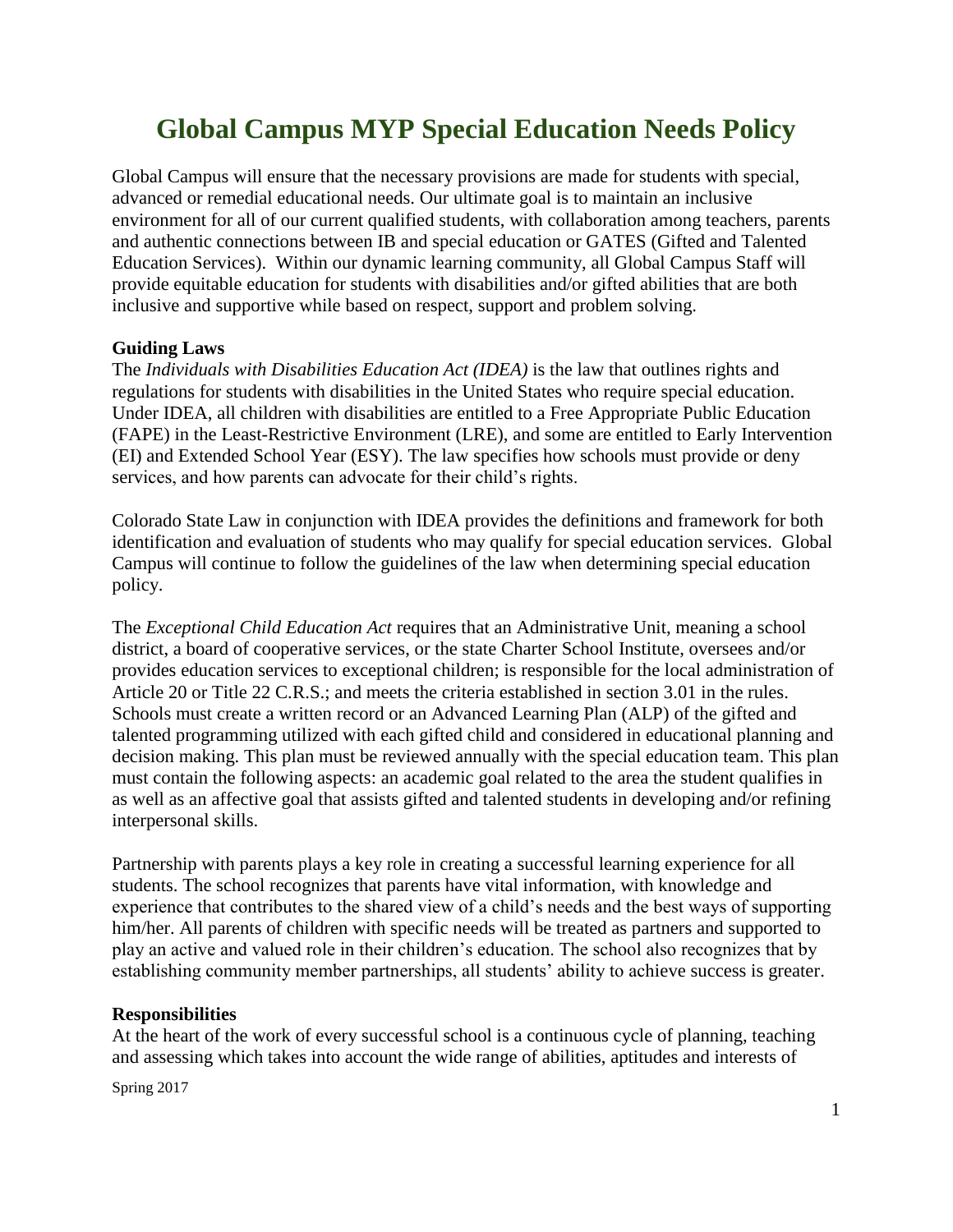# Global Campus MYP Special Education Needs Policy

Global Campus will ensure that the necessary provisions are made for students with special, advanced or remedial educational needs. Our ultimate goal is to maintain an inclusive environment for all of our current qualified students, with collaboration among teachers, parents and authentic connections between IB and special education or GATES (Gifted and Talented Education Services). Within our dynamic learning community, all Global Campus Staff will provide equitable education for students with disabilities and/or gifted abilities that are both inclusive and supportive while based on respect, support and problem solving.

**Guiding Laws**

The *Individuals with Disabilities Education Act (IDEA)* is the law that outlines rights and regulations for students with disabilities in the United States who require special education. Under IDEA, all children with disabilities are entitled to a Free Appropriate Public Education (FAPE) in the Least-Restrictive Environment (LRE), and some are entitled to Early Intervention (EI) and Extended School Year (ESY). The law specifies how schools must provide or deny services, and how parents can advocate for their child's rights.

Colorado State Law in conjunction with IDEA provides the definitions and framework for both identification and evaluation of students who may qualify for special education services. Global Campus will continue to follow the guidelines of the law when determining special education policy.

The *Exceptional Child Education Act* requires that an Administrative Unit, meaning a school district, a board of cooperative services, or the state Charter School Institute, oversees and/or provides education services to exceptional children; is responsible for the local administration of Article 20 or Title 22 C.R.S.; and meets the criteria established in section 3.01 in the rules. Schools must create a written record or an Advanced Learning Plan (ALP) of the gifted and talented programming utilized with each gifted child and considered in educational planning and decision making. This plan must be reviewed annually with the special education team. This plan must contain the following aspects: an academic goal related to the area the student qualifies in as well as an affective goal that assists gifted and talented students in developing and/or refining interpersonal skills.

Partnership with parents plays a key role in creating a successful learning experience for all students. The school recognizes that parents have vital information, with knowledge and experience that contributes to the shared view of a child's needs and the best ways of supporting him/her. All parents of children with specific needs will be treated as partners and supported to play an active and valued role in their children's education. The school also recognizes that by establishing community member partnerships, all students' ability to achieve success is greater.

**Responsibilities**

At the heart of the work of every successful school is a continuous cycle of planning, teaching and assessing which takes into account the wide range of abilities, aptitudes and interests of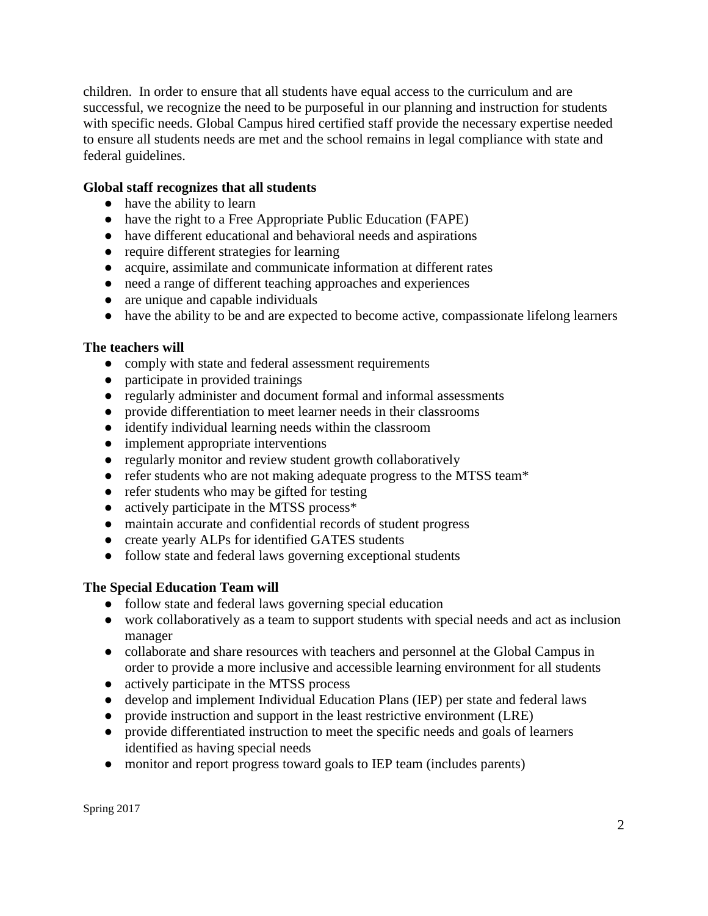children.  In order to ensure that all students have equal access to the curriculum and are successful, we recognize the need to be purposeful in our planning and instruction for students with specific needs. Global Campus hired certified staff provide the necessary expertise needed to ensure all students needs are met and the school remains in legal compliance with state and federal guidelines.

**Global staff recognizes that all students**

- have the ability to learn
- have the right to a Free Appropriate Public Education (FAPE)
- have different educational and behavioral needs and aspirations
- require different strategies for learning
- acquire, assimilate and communicate information at different rates
- need a range of different teaching approaches and experiences
- are unique and capable individuals
- have the ability to be and are expected to become active, compassionate lifelong learners

**The teachers will**

- comply with state and federal assessment requirements
- participate in provided trainings
- regularly administer and document formal and informal assessments
- provide differentiation to meet learner needs in their classrooms
- identify individual learning needs within the classroom
- implement appropriate interventions
- regularly monitor and review student growth collaboratively
- refer students who are not making adequate progress to the MTSS team*
- refer students who may be gifted for testing
- actively participate in the MTSS process*
- maintain accurate and confidential records of student progress
- create yearly ALPs for identified GATES students
- follow state and federal laws governing exceptional students

**The Special Education Team will**

- follow state and federal laws governing special education
- work collaboratively as a team to support students with special needs and act as inclusion manager
- collaborate and share resources with teachers and personnel at the Global Campus in order to provide a more inclusive and accessible learning environment for all students
- actively participate in the MTSS process
- develop and implement Individual Education Plans (IEP) per state and federal laws
- provide instruction and support in the least restrictive environment (LRE)
- provide differentiated instruction to meet the specific needs and goals of learners identified as having special needs
- monitor and report progress toward goals to IEP team (includes parents)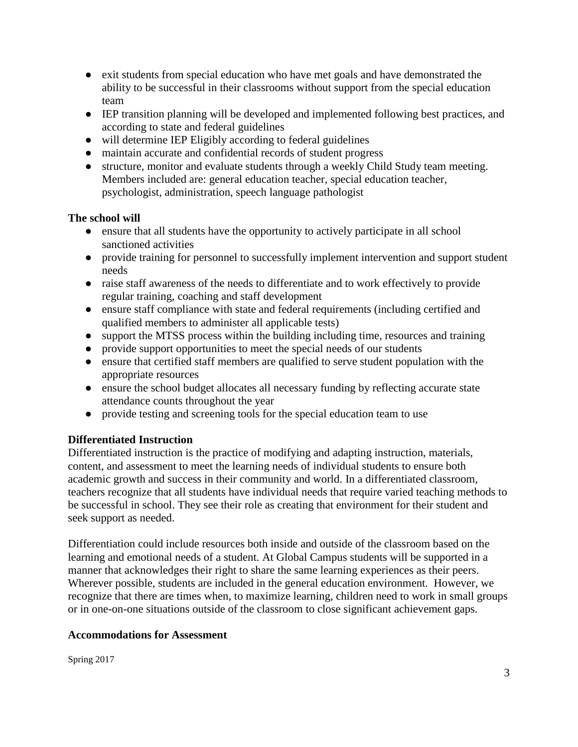- exit students from special education who have met goals and have demonstrated the ability to be successful in their classrooms without support from the special education team
- IEP transition planning will be developed and implemented following best practices, and according to state and federal guidelines
- will determine IEP Eligibly according to federal guidelines
- maintain accurate and confidential records of student progress
- structure, monitor and evaluate students through a weekly Child Study team meeting. Members included are: general education teacher, special education teacher, psychologist, administration, speech language pathologist

**The school will**

- ensure that all students have the opportunity to actively participate in all school sanctioned activities
- provide training for personnel to successfully implement intervention and support student needs
- raise staff awareness of the needs to differentiate and to work effectively to provide regular training, coaching and staff development
- ensure staff compliance with state and federal requirements (including certified and qualified members to administer all applicable tests)
- support the MTSS process within the building including time, resources and training
- provide support opportunities to meet the special needs of our students
- ensure that certified staff members are qualified to serve student population with the appropriate resources
- ensure the school budget allocates all necessary funding by reflecting accurate state attendance counts throughout the year
- provide testing and screening tools for the special education team to use

**Differentiated Instruction**

Differentiated instruction is the practice of modifying and adapting instruction, materials, content, and assessment to meet the learning needs of individual students to ensure both academic growth and success in their community and world. In a differentiated classroom, teachers recognize that all students have individual needs that require varied teaching methods to be successful in school. They see their role as creating that environment for their student and seek support as needed.

Differentiation could include resources both inside and outside of the classroom based on the learning and emotional needs of a student. At Global Campus students will be supported in a manner that acknowledges their right to share the same learning experiences as their peers. Wherever possible, students are included in the general education environment. However, we recognize that there are times when, to maximize learning, children need to work in small groups or in one-on-one situations outside of the classroom to close significant achievement gaps.

**Accommodations for Assessment**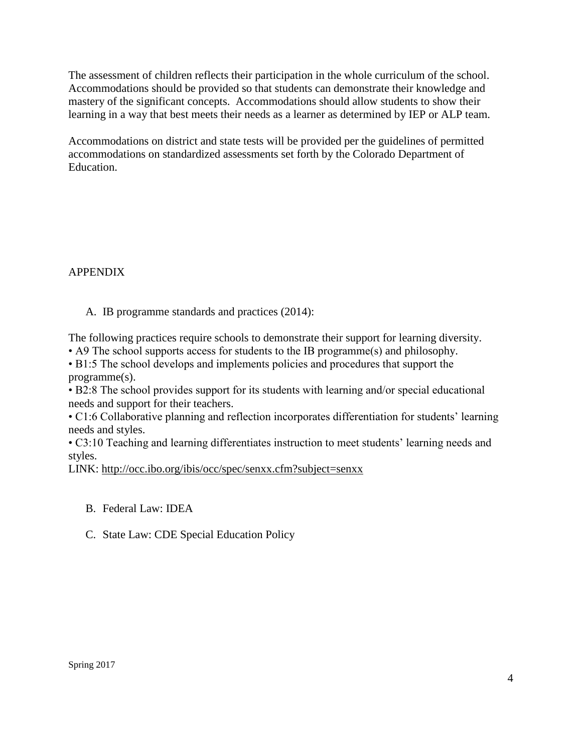The assessment of children reflects their participation in the whole curriculum of the school. Accommodations should be provided so that students can demonstrate their knowledge and mastery of the significant concepts. Accommodations should allow students to show their learning in a way that best meets their needs as a learner as determined by IEP or ALP team.

Accommodations on district and state tests will be provided per the guidelines of permitted accommodations on standardized assessments set forth by the Colorado Department of Education.

## APPENDIX

A. IB programme standards and practices (2014):

The following practices require schools to demonstrate their support for learning diversity.

- A9 The school supports access for students to the IB programme(s) and philosophy.
- B1:5 The school develops and implements policies and procedures that support the programme(s).
- B2:8 The school provides support for its students with learning and/or special educational needs and support for their teachers.
- C1:6 Collaborative planning and reflection incorporates differentiation for students' learning needs and styles.
- C3:10 Teaching and learning differentiates instruction to meet students' learning needs and styles.

LINK: http://occ.ibo.org/ibis/occ/spec/senxx.cfm?subject=senxx

B. Federal Law: IDEA

C. State Law: CDE Special Education Policy

Spring 2017